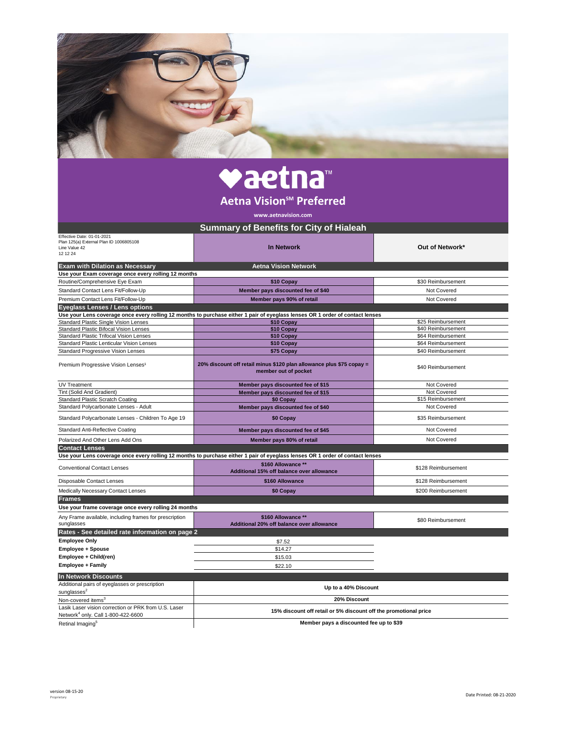# aetna™

## Aetna Vision℠ Preferred

www.aetnavision.com

## Summary of Benefits for City of Hialeah

Effective Date: 01-01-2021
Plan 125(a) External Plan ID 1006805108
Line Value 42
12 12 24

| | In Network | Out of Network* |
|---|---|---|
| **Exam with Dilation as Necessary** | **Aetna Vision Network** | |
| **Use your Exam coverage once every rolling 12 months** | | |
| Routine/Comprehensive Eye Exam | **$10 Copay** | $30 Reimbursement |
| Standard Contact Lens Fit/Follow-Up | **Member pays discounted fee of $40** | Not Covered |
| Premium Contact Lens Fit/Follow-Up | **Member pays 90% of retail** | Not Covered |
| **Eyeglass Lenses / Lens options** | | |
| **Use your Lens coverage once every rolling 12 months to purchase either 1 pair of eyeglass lenses OR 1 order of contact lenses** | | |
| Standard Plastic Single Vision Lenses | **$10 Copay** | $25 Reimbursement |
| Standard Plastic Bifocal Vision Lenses | **$10 Copay** | $40 Reimbursement |
| Standard Plastic Trifocal Vision Lenses | **$10 Copay** | $64 Reimbursement |
| Standard Plastic Lenticular Vision Lenses | **$10 Copay** | $64 Reimbursement |
| Standard Progressive Vision Lenses | **$75 Copay** | $40 Reimbursement |
| Premium Progressive Vision Lenses[1] | **20% discount off retail minus $120 plan allowance plus $75 copay = member out of pocket** | $40 Reimbursement |
| UV Treatment | **Member pays discounted fee of $15** | Not Covered |
| Tint (Solid And Gradient) | **Member pays discounted fee of $15** | Not Covered |
| Standard Plastic Scratch Coating | **$0 Copay** | $15 Reimbursement |
| Standard Polycarbonate Lenses - Adult | **Member pays discounted fee of $40** | Not Covered |
| Standard Polycarbonate Lenses - Children To Age 19 | **$0 Copay** | $35 Reimbursement |
| Standard Anti-Reflective Coating | **Member pays discounted fee of $45** | Not Covered |
| Polarized And Other Lens Add Ons | **Member pays 80% of retail** | Not Covered |
| **Contact Lenses** | | |
| **Use your Lens coverage once every rolling 12 months to purchase either 1 pair of eyeglass lenses OR 1 order of contact lenses** | | |
| Conventional Contact Lenses | **$160 Allowance ** Additional 15% off balance over allowance** | $128 Reimbursement |
| Disposable Contact Lenses | **$160 Allowance** | $128 Reimbursement |
| Medically Necessary Contact Lenses | **$0 Copay** | $200 Reimbursement |
| **Frames** | | |
| **Use your frame coverage once every rolling 24 months** | | |
| Any Frame available, including frames for prescription sunglasses | **$160 Allowance ** Additional 20% off balance over allowance** | $80 Reimbursement |

| Rates - See detailed rate information on page 2 | |
|---|---|
| **Employee Only** | $7.52 |
| **Employee + Spouse** | $14.27 |
| **Employee + Child(ren)** | $15.03 |
| **Employee + Family** | $22.10 |

| In Network Discounts | |
|---|---|
| Additional pairs of eyeglasses or prescription sunglasses[2] | **Up to a 40% Discount** |
| Non-covered items[3] | **20% Discount** |
| Lasik Laser vision correction or PRK from U.S. Laser Network[4] only. Call 1-800-422-6600 | **15% discount off retail or 5% discount off the promotional price** |
| Retinal Imaging[5] | **Member pays a discounted fee up to $39** |

version 08-15-20
Proprietary

Date Printed: 08-21-2020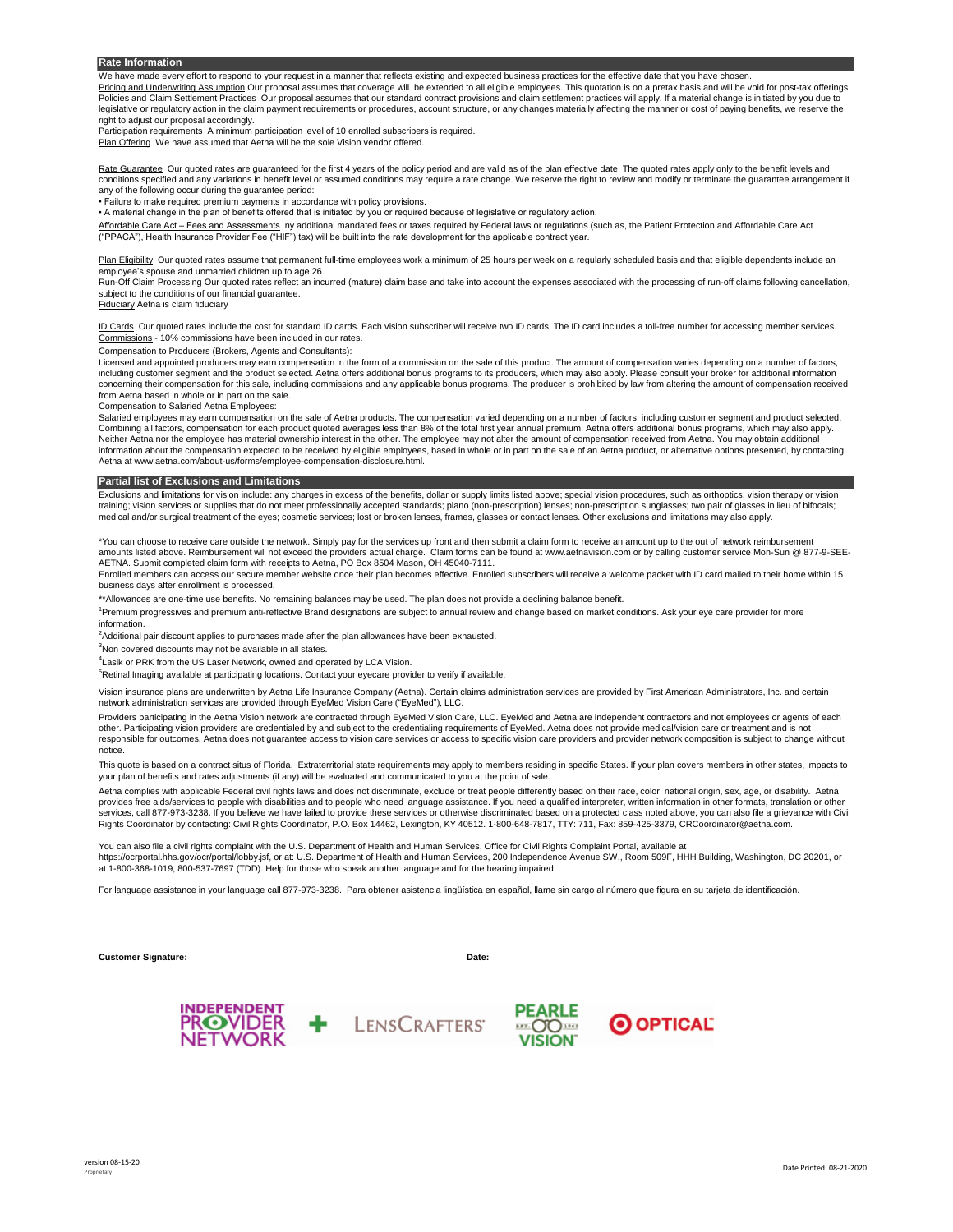## Rate Information

We have made every effort to respond to your request in a manner that reflects existing and expected business practices for the effective date that you have chosen.

Pricing and Underwriting Assumption Our proposal assumes that coverage will be extended to all eligible employees. This quotation is on a pretax basis and will be void for post-tax offerings.

Policies and Claim Settlement Practices Our proposal assumes that our standard contract provisions and claim settlement practices will apply. If a material change is initiated by you due to legislative or regulatory action in the claim payment requirements or procedures, account structure, or any changes materially affecting the manner or cost of paying benefits, we reserve the right to adjust our proposal accordingly.

Participation requirements A minimum participation level of 10 enrolled subscribers is required.

Plan Offering We have assumed that Aetna will be the sole Vision vendor offered.

Rate Guarantee Our quoted rates are guaranteed for the first 4 years of the policy period and are valid as of the plan effective date. The quoted rates apply only to the benefit levels and conditions specified and any variations in benefit level or assumed conditions may require a rate change. We reserve the right to review and modify or terminate the guarantee arrangement if any of the following occur during the guarantee period:

- Failure to make required premium payments in accordance with policy provisions.
- A material change in the plan of benefits offered that is initiated by you or required because of legislative or regulatory action.

Affordable Care Act – Fees and Assessments ny additional mandated fees or taxes required by Federal laws or regulations (such as, the Patient Protection and Affordable Care Act ("PPACA"), Health Insurance Provider Fee ("HIF") tax) will be built into the rate development for the applicable contract year.

Plan Eligibility Our quoted rates assume that permanent full-time employees work a minimum of 25 hours per week on a regularly scheduled basis and that eligible dependents include an employee's spouse and unmarried children up to age 26.

Run-Off Claim Processing Our quoted rates reflect an incurred (mature) claim base and take into account the expenses associated with the processing of run-off claims following cancellation, subject to the conditions of our financial guarantee.

Fiduciary Aetna is claim fiduciary

ID Cards Our quoted rates include the cost for standard ID cards. Each vision subscriber will receive two ID cards. The ID card includes a toll-free number for accessing member services.

Commissions - 10% commissions have been included in our rates.

Compensation to Producers (Brokers, Agents and Consultants):

Licensed and appointed producers may earn compensation in the form of a commission on the sale of this product. The amount of compensation varies depending on a number of factors, including customer segment and the product selected. Aetna offers additional bonus programs to its producers, which may also apply. Please consult your broker for additional information concerning their compensation for this sale, including commissions and any applicable bonus programs. The producer is prohibited by law from altering the amount of compensation received from Aetna based in whole or in part on the sale.

Compensation to Salaried Aetna Employees:

Salaried employees may earn compensation on the sale of Aetna products. The compensation varied depending on a number of factors, including customer segment and product selected. Combining all factors, compensation for each product quoted averages less than 8% of the total first year annual premium. Aetna offers additional bonus programs, which may also apply. Neither Aetna nor the employee has material ownership interest in the other. The employee may not alter the amount of compensation received from Aetna. You may obtain additional information about the compensation expected to be received by eligible employees, based in whole or in part on the sale of an Aetna product, or alternative options presented, by contacting Aetna at www.aetna.com/about-us/forms/employee-compensation-disclosure.html.

## Partial list of Exclusions and Limitations

Exclusions and limitations for vision include: any charges in excess of the benefits, dollar or supply limits listed above; special vision procedures, such as orthoptics, vision therapy or vision training; vision services or supplies that do not meet professionally accepted standards; plano (non-prescription) lenses; non-prescription sunglasses; two pair of glasses in lieu of bifocals; medical and/or surgical treatment of the eyes; cosmetic services; lost or broken lenses, frames, glasses or contact lenses. Other exclusions and limitations may also apply.

*You can choose to receive care outside the network. Simply pay for the services up front and then submit a claim form to receive an amount up to the out of network reimbursement amounts listed above. Reimbursement will not exceed the providers actual charge. Claim forms can be found at www.aetnavision.com or by calling customer service Mon-Sun @ 877-9-SEE-AETNA. Submit completed claim form with receipts to Aetna, PO Box 8504 Mason, OH 45040-7111.

Enrolled members can access our secure member website once their plan becomes effective. Enrolled subscribers will receive a welcome packet with ID card mailed to their home within 15 business days after enrollment is processed.

**Allowances are one-time use benefits. No remaining balances may be used. The plan does not provide a declining balance benefit.

[1]Premium progressives and premium anti-reflective Brand designations are subject to annual review and change based on market conditions. Ask your eye care provider for more information.

[2]Additional pair discount applies to purchases made after the plan allowances have been exhausted.

[3]Non covered discounts may not be available in all states.

[4]Lasik or PRK from the US Laser Network, owned and operated by LCA Vision.

[5]Retinal Imaging available at participating locations. Contact your eyecare provider to verify if available.

Vision insurance plans are underwritten by Aetna Life Insurance Company (Aetna). Certain claims administration services are provided by First American Administrators, Inc. and certain network administration services are provided through EyeMed Vision Care ("EyeMed"), LLC.

Providers participating in the Aetna Vision network are contracted through EyeMed Vision Care, LLC. EyeMed and Aetna are independent contractors and not employees or agents of each other. Participating vision providers are credentialed by and subject to the credentialing requirements of EyeMed. Aetna does not provide medical/vision care or treatment and is not responsible for outcomes. Aetna does not guarantee access to vision care services or access to specific vision care providers and provider network composition is subject to change without notice.

This quote is based on a contract situs of Florida. Extraterritorial state requirements may apply to members residing in specific States. If your plan covers members in other states, impacts to your plan of benefits and rates adjustments (if any) will be evaluated and communicated to you at the point of sale.

Aetna complies with applicable Federal civil rights laws and does not discriminate, exclude or treat people differently based on their race, color, national origin, sex, age, or disability. Aetna provides free aids/services to people with disabilities and to people who need language assistance. If you need a qualified interpreter, written information in other formats, translation or other services, call 877-973-3238. If you believe we have failed to provide these services or otherwise discriminated based on a protected class noted above, you can also file a grievance with Civil Rights Coordinator by contacting: Civil Rights Coordinator, P.O. Box 14462, Lexington, KY 40512. 1-800-648-7817, TTY: 711, Fax: 859-425-3379, CRCoordinator@aetna.com.

You can also file a civil rights complaint with the U.S. Department of Health and Human Services, Office for Civil Rights Complaint Portal, available at https://ocrportal.hhs.gov/ocr/portal/lobby.jsf, or at: U.S. Department of Health and Human Services, 200 Independence Avenue SW., Room 509F, HHH Building, Washington, DC 20201, or at 1-800-368-1019, 800-537-7697 (TDD). Help for those who speak another language and for the hearing impaired

For language assistance in your language call 877-973-3238. Para obtener asistencia lingüística en español, llame sin cargo al número que figura en su tarjeta de identificación.

**Customer Signature:** ______________________ **Date:** ______________________

INDEPENDENT PROVIDER NETWORK + LENSCRAFTERS PEARLE VISION OPTICAL

version 08-15-20
Proprietary

Date Printed: 08-21-2020